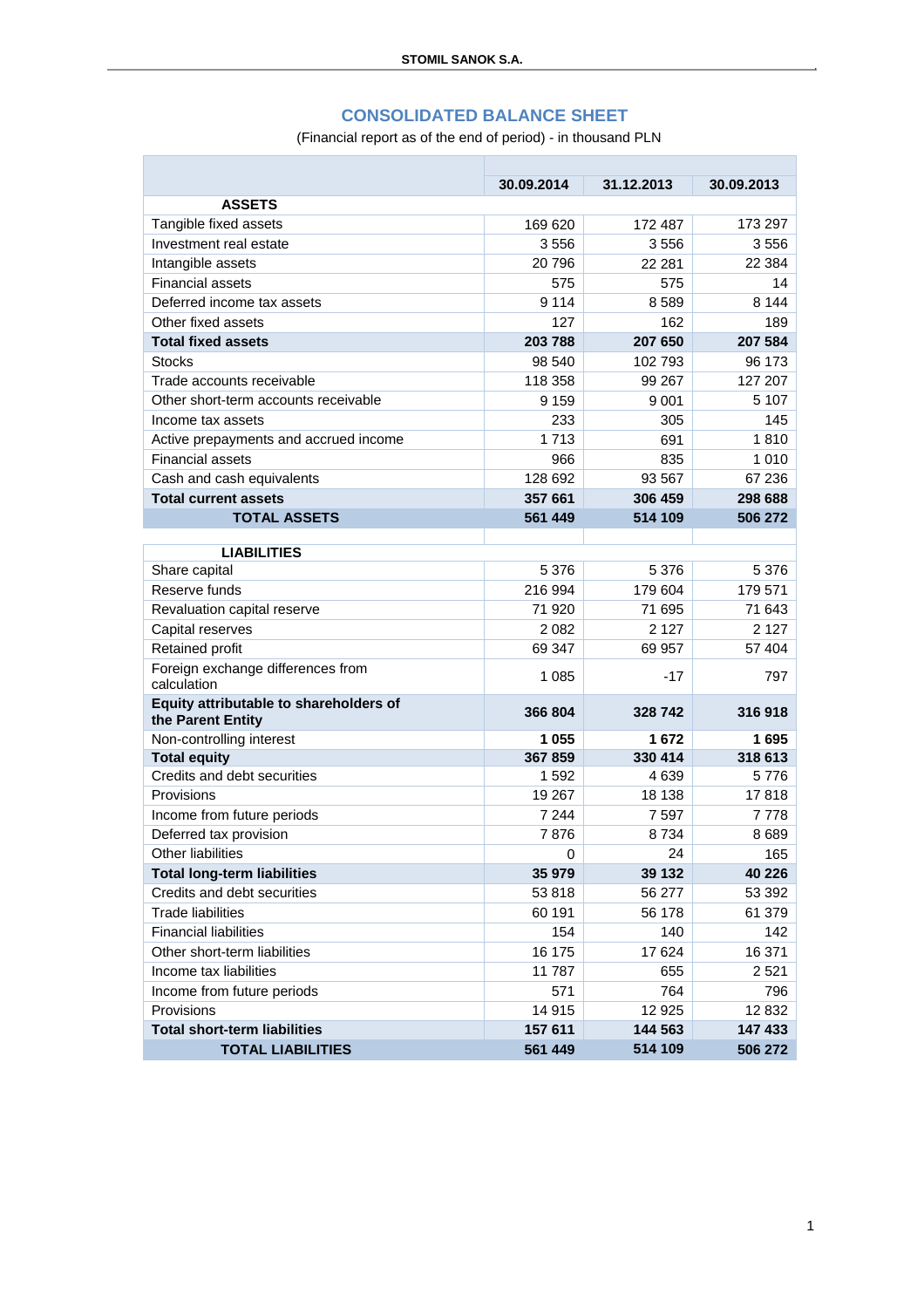# CONSOLIDATED BALANCE SHEET

(Financial report as of the end of period) - in thousand PLN

| | 30.09.2014 | 31.12.2013 | 30.09.2013 |
|---|---|---|---|
| **ASSETS** | | | |
| Tangible fixed assets | 169 620 | 172 487 | 173 297 |
| Investment real estate | 3 556 | 3 556 | 3 556 |
| Intangible assets | 20 796 | 22 281 | 22 384 |
| Financial assets | 575 | 575 | 14 |
| Deferred income tax assets | 9 114 | 8 589 | 8 144 |
| Other fixed assets | 127 | 162 | 189 |
| **Total fixed assets** | **203 788** | **207 650** | **207 584** |
| Stocks | 98 540 | 102 793 | 96 173 |
| Trade accounts receivable | 118 358 | 99 267 | 127 207 |
| Other short-term accounts receivable | 9 159 | 9 001 | 5 107 |
| Income tax assets | 233 | 305 | 145 |
| Active prepayments and accrued income | 1 713 | 691 | 1 810 |
| Financial assets | 966 | 835 | 1 010 |
| Cash and cash equivalents | 128 692 | 93 567 | 67 236 |
| **Total current assets** | **357 661** | **306 459** | **298 688** |
| **TOTAL ASSETS** | **561 449** | **514 109** | **506 272** |
| | | | |
| **LIABILITIES** | | | |
| Share capital | 5 376 | 5 376 | 5 376 |
| Reserve funds | 216 994 | 179 604 | 179 571 |
| Revaluation capital reserve | 71 920 | 71 695 | 71 643 |
| Capital reserves | 2 082 | 2 127 | 2 127 |
| Retained profit | 69 347 | 69 957 | 57 404 |
| Foreign exchange differences from calculation | 1 085 | -17 | 797 |
| **Equity attributable to shareholders of the Parent Entity** | **366 804** | **328 742** | **316 918** |
| Non-controlling interest | **1 055** | **1 672** | **1 695** |
| **Total equity** | **367 859** | **330 414** | **318 613** |
| Credits and debt securities | 1 592 | 4 639 | 5 776 |
| Provisions | 19 267 | 18 138 | 17 818 |
| Income from future periods | 7 244 | 7 597 | 7 778 |
| Deferred tax provision | 7 876 | 8 734 | 8 689 |
| Other liabilities | 0 | 24 | 165 |
| **Total long-term liabilities** | **35 979** | **39 132** | **40 226** |
| Credits and debt securities | 53 818 | 56 277 | 53 392 |
| Trade liabilities | 60 191 | 56 178 | 61 379 |
| Financial liabilities | 154 | 140 | 142 |
| Other short-term liabilities | 16 175 | 17 624 | 16 371 |
| Income tax liabilities | 11 787 | 655 | 2 521 |
| Income from future periods | 571 | 764 | 796 |
| Provisions | 14 915 | 12 925 | 12 832 |
| **Total short-term liabilities** | **157 611** | **144 563** | **147 433** |
| **TOTAL LIABILITIES** | **561 449** | **514 109** | **506 272** |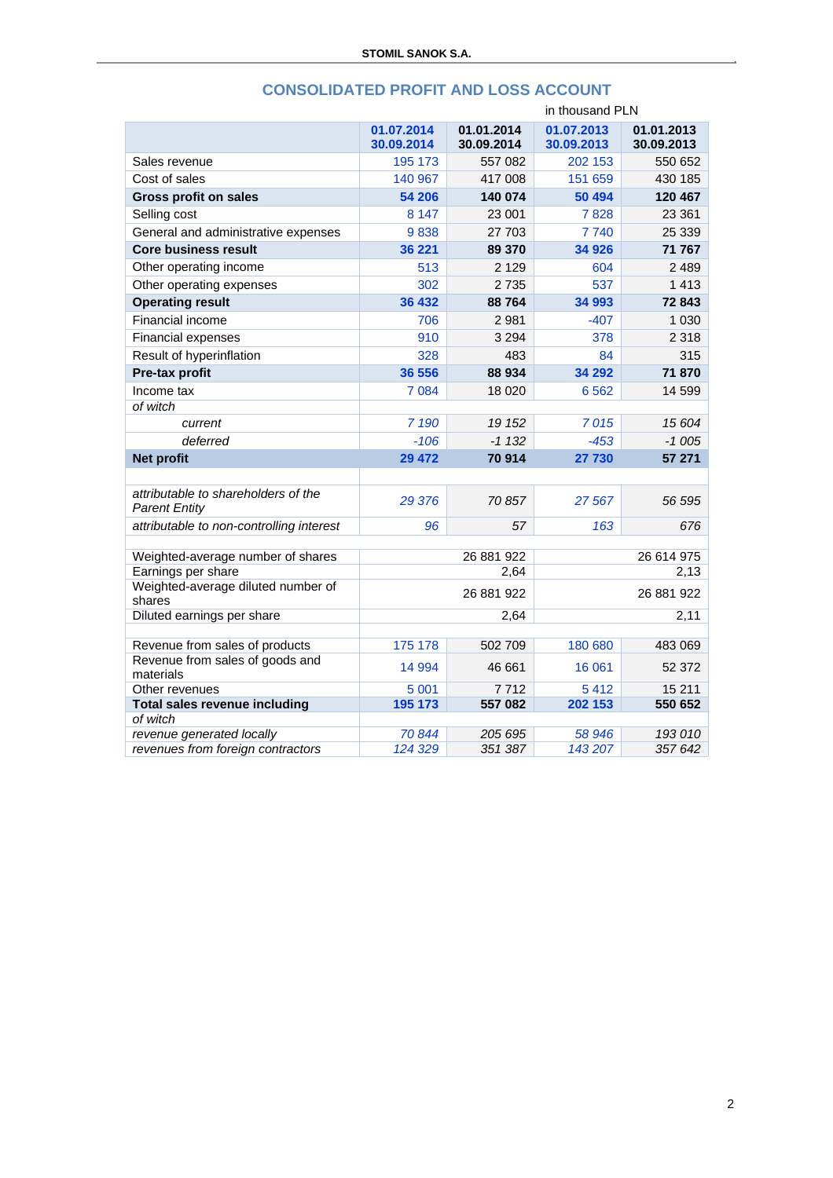## CONSOLIDATED PROFIT AND LOSS ACCOUNT

in thousand PLN

| | 01.07.2014 30.09.2014 | 01.01.2014 30.09.2014 | 01.07.2013 30.09.2013 | 01.01.2013 30.09.2013 |
|---|---|---|---|---|
| Sales revenue | 195 173 | 557 082 | 202 153 | 550 652 |
| Cost of sales | 140 967 | 417 008 | 151 659 | 430 185 |
| **Gross profit on sales** | **54 206** | **140 074** | **50 494** | **120 467** |
| Selling cost | 8 147 | 23 001 | 7 828 | 23 361 |
| General and administrative expenses | 9 838 | 27 703 | 7 740 | 25 339 |
| **Core business result** | **36 221** | **89 370** | **34 926** | **71 767** |
| Other operating income | 513 | 2 129 | 604 | 2 489 |
| Other operating expenses | 302 | 2 735 | 537 | 1 413 |
| **Operating result** | **36 432** | **88 764** | **34 993** | **72 843** |
| Financial income | 706 | 2 981 | -407 | 1 030 |
| Financial expenses | 910 | 3 294 | 378 | 2 318 |
| Result of hyperinflation | 328 | 483 | 84 | 315 |
| **Pre-tax profit** | **36 556** | **88 934** | **34 292** | **71 870** |
| Income tax | 7 084 | 18 020 | 6 562 | 14 599 |
| *of witch* | | | | |
| *current* | *7 190* | *19 152* | *7 015* | *15 604* |
| *deferred* | *-106* | *-1 132* | *-453* | *-1 005* |
| **Net profit** | **29 472** | **70 914** | **27 730** | **57 271** |
| | | | | |
| *attributable to shareholders of the Parent Entity* | *29 376* | *70 857* | *27 567* | *56 595* |
| *attributable to non-controlling interest* | *96* | *57* | *163* | *676* |
| | | | | |
| Weighted-average number of shares | | 26 881 922 | | 26 614 975 |
| Earnings per share | | 2,64 | | 2,13 |
| Weighted-average diluted number of shares | | 26 881 922 | | 26 881 922 |
| Diluted earnings per share | | 2,64 | | 2,11 |
| | | | | |
| Revenue from sales of products | 175 178 | 502 709 | 180 680 | 483 069 |
| Revenue from sales of goods and materials | 14 994 | 46 661 | 16 061 | 52 372 |
| Other revenues | 5 001 | 7 712 | 5 412 | 15 211 |
| **Total sales revenue including** | **195 173** | **557 082** | **202 153** | **550 652** |
| *of witch* | | | | |
| *revenue generated locally* | *70 844* | *205 695* | *58 946* | *193 010* |
| *revenues from foreign contractors* | *124 329* | *351 387* | *143 207* | *357 642* |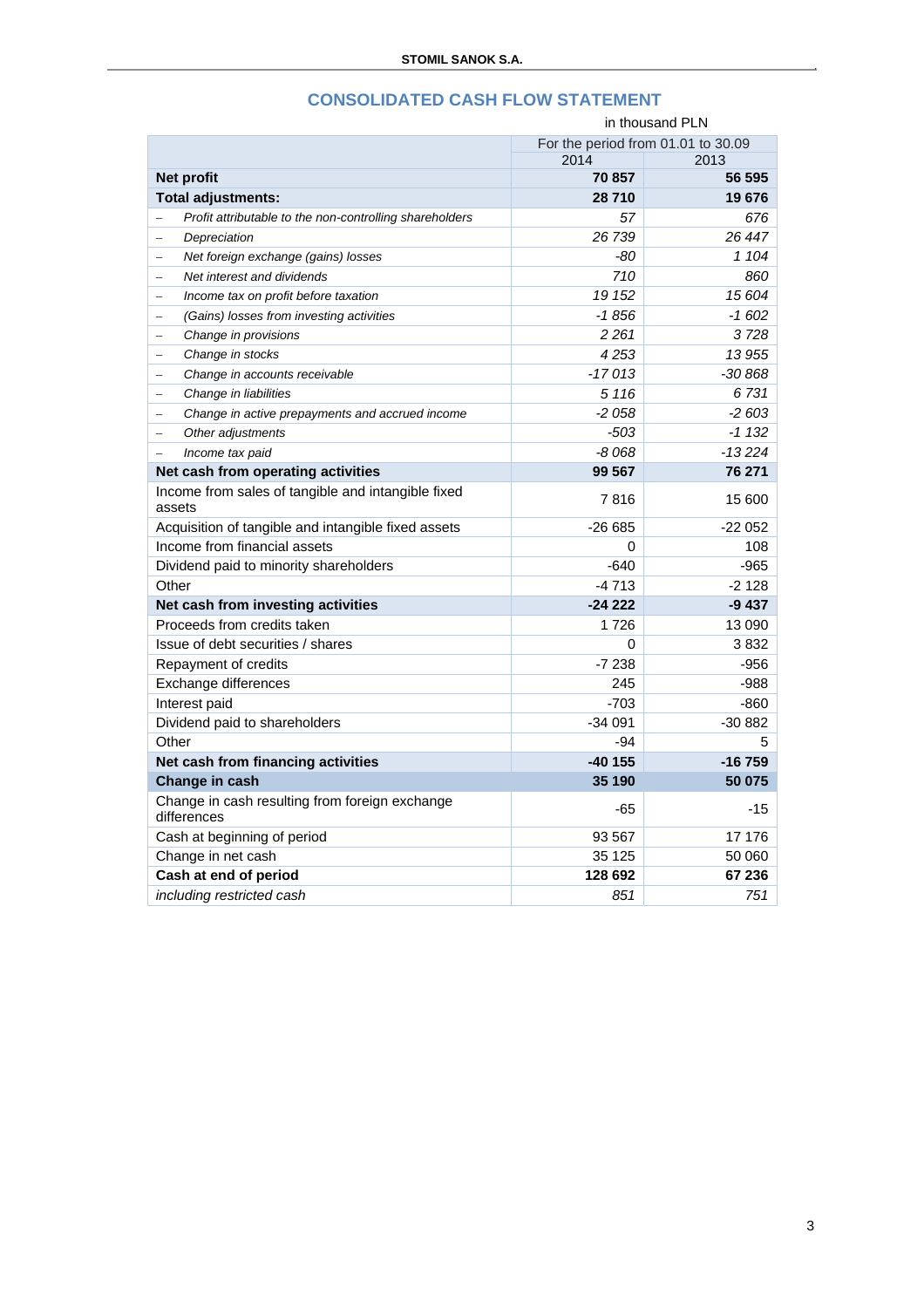## CONSOLIDATED CASH FLOW STATEMENT

in thousand PLN

| | For the period from 01.01 to 30.09 | |
|---|---|---|
| | 2014 | 2013 |
| **Net profit** | **70 857** | **56 595** |
| **Total adjustments:** | **28 710** | **19 676** |
| – *Profit attributable to the non-controlling shareholders* | *57* | *676* |
| – *Depreciation* | *26 739* | *26 447* |
| – *Net foreign exchange (gains) losses* | *-80* | *1 104* |
| – *Net interest and dividends* | *710* | *860* |
| – *Income tax on profit before taxation* | *19 152* | *15 604* |
| – *(Gains) losses from investing activities* | *-1 856* | *-1 602* |
| – *Change in provisions* | *2 261* | *3 728* |
| – *Change in stocks* | *4 253* | *13 955* |
| – *Change in accounts receivable* | *-17 013* | *-30 868* |
| – *Change in liabilities* | *5 116* | *6 731* |
| – *Change in active prepayments and accrued income* | *-2 058* | *-2 603* |
| – *Other adjustments* | *-503* | *-1 132* |
| – *Income tax paid* | *-8 068* | *-13 224* |
| **Net cash from operating activities** | **99 567** | **76 271** |
| Income from sales of tangible and intangible fixed assets | 7 816 | 15 600 |
| Acquisition of tangible and intangible fixed assets | -26 685 | -22 052 |
| Income from financial assets | 0 | 108 |
| Dividend paid to minority shareholders | -640 | -965 |
| Other | -4 713 | -2 128 |
| **Net cash from investing activities** | **-24 222** | **-9 437** |
| Proceeds from credits taken | 1 726 | 13 090 |
| Issue of debt securities / shares | 0 | 3 832 |
| Repayment of credits | -7 238 | -956 |
| Exchange differences | 245 | -988 |
| Interest paid | -703 | -860 |
| Dividend paid to shareholders | -34 091 | -30 882 |
| Other | -94 | 5 |
| **Net cash from financing activities** | **-40 155** | **-16 759** |
| **Change in cash** | **35 190** | **50 075** |
| Change in cash resulting from foreign exchange differences | -65 | -15 |
| Cash at beginning of period | 93 567 | 17 176 |
| Change in net cash | 35 125 | 50 060 |
| **Cash at end of period** | **128 692** | **67 236** |
| *including restricted cash* | *851* | *751* |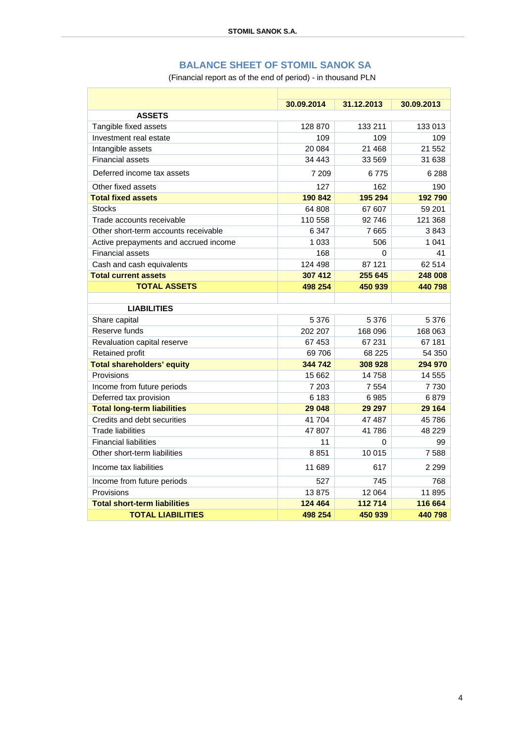## BALANCE SHEET OF STOMIL SANOK SA

(Financial report as of the end of period) - in thousand PLN

| | 30.09.2014 | 31.12.2013 | 30.09.2013 |
|---|---|---|---|
| **ASSETS** | | | |
| Tangible fixed assets | 128 870 | 133 211 | 133 013 |
| Investment real estate | 109 | 109 | 109 |
| Intangible assets | 20 084 | 21 468 | 21 552 |
| Financial assets | 34 443 | 33 569 | 31 638 |
| Deferred income tax assets | 7 209 | 6 775 | 6 288 |
| Other fixed assets | 127 | 162 | 190 |
| **Total fixed assets** | **190 842** | **195 294** | **192 790** |
| Stocks | 64 808 | 67 607 | 59 201 |
| Trade accounts receivable | 110 558 | 92 746 | 121 368 |
| Other short-term accounts receivable | 6 347 | 7 665 | 3 843 |
| Active prepayments and accrued income | 1 033 | 506 | 1 041 |
| Financial assets | 168 | 0 | 41 |
| Cash and cash equivalents | 124 498 | 87 121 | 62 514 |
| **Total current assets** | **307 412** | **255 645** | **248 008** |
| **TOTAL ASSETS** | **498 254** | **450 939** | **440 798** |
| | | | |
| **LIABILITIES** | | | |
| Share capital | 5 376 | 5 376 | 5 376 |
| Reserve funds | 202 207 | 168 096 | 168 063 |
| Revaluation capital reserve | 67 453 | 67 231 | 67 181 |
| Retained profit | 69 706 | 68 225 | 54 350 |
| **Total shareholders' equity** | **344 742** | **308 928** | **294 970** |
| Provisions | 15 662 | 14 758 | 14 555 |
| Income from future periods | 7 203 | 7 554 | 7 730 |
| Deferred tax provision | 6 183 | 6 985 | 6 879 |
| **Total long-term liabilities** | **29 048** | **29 297** | **29 164** |
| Credits and debt securities | 41 704 | 47 487 | 45 786 |
| Trade liabilities | 47 807 | 41 786 | 48 229 |
| Financial liabilities | 11 | 0 | 99 |
| Other short-term liabilities | 8 851 | 10 015 | 7 588 |
| Income tax liabilities | 11 689 | 617 | 2 299 |
| Income from future periods | 527 | 745 | 768 |
| Provisions | 13 875 | 12 064 | 11 895 |
| **Total short-term liabilities** | **124 464** | **112 714** | **116 664** |
| **TOTAL LIABILITIES** | **498 254** | **450 939** | **440 798** |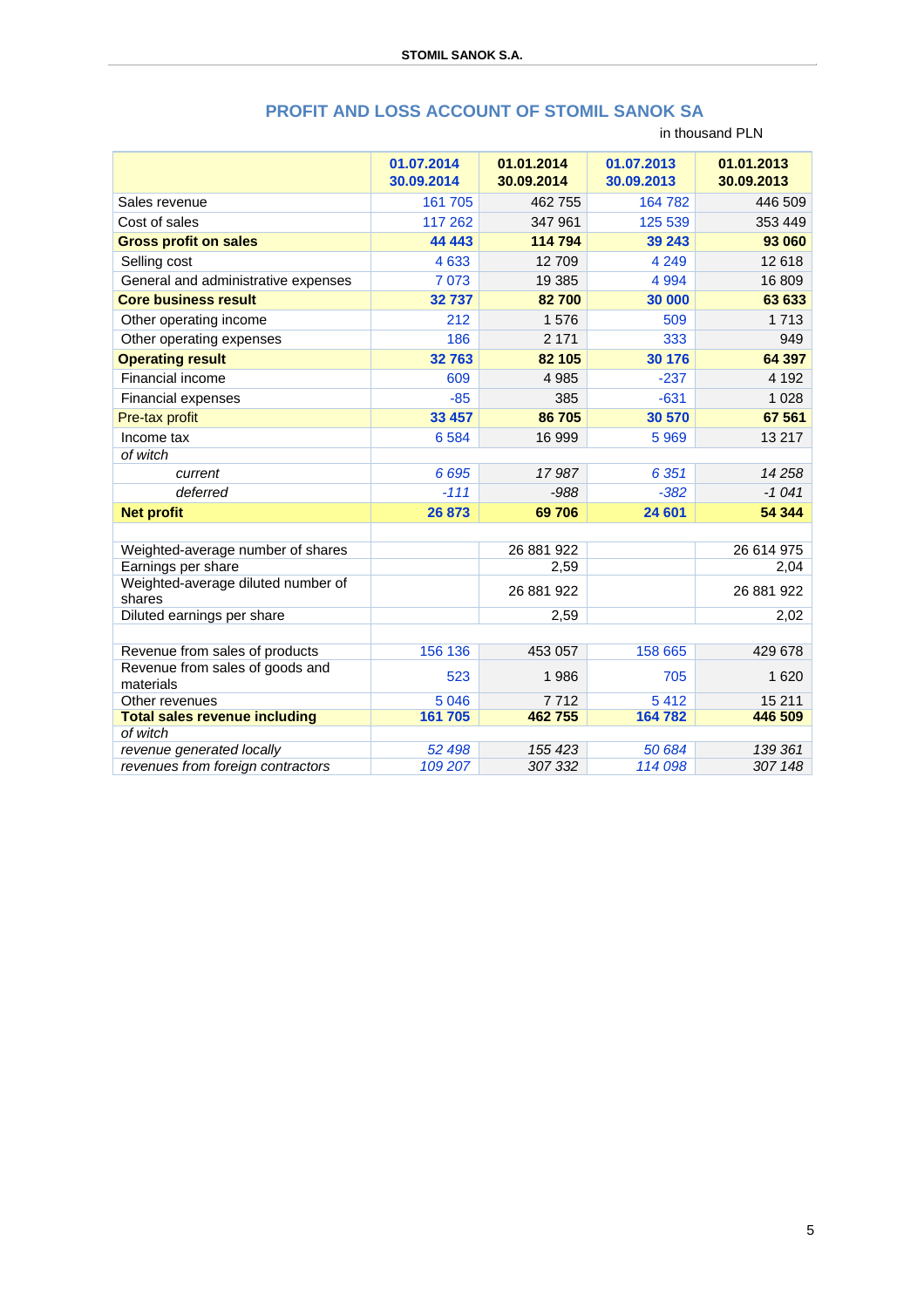## PROFIT AND LOSS ACCOUNT OF STOMIL SANOK SA

in thousand PLN

| | 01.07.2014 30.09.2014 | 01.01.2014 30.09.2014 | 01.07.2013 30.09.2013 | 01.01.2013 30.09.2013 |
|---|---|---|---|---|
| Sales revenue | 161 705 | 462 755 | 164 782 | 446 509 |
| Cost of sales | 117 262 | 347 961 | 125 539 | 353 449 |
| **Gross profit on sales** | **44 443** | **114 794** | **39 243** | **93 060** |
| Selling cost | 4 633 | 12 709 | 4 249 | 12 618 |
| General and administrative expenses | 7 073 | 19 385 | 4 994 | 16 809 |
| **Core business result** | **32 737** | **82 700** | **30 000** | **63 633** |
| Other operating income | 212 | 1 576 | 509 | 1 713 |
| Other operating expenses | 186 | 2 171 | 333 | 949 |
| **Operating result** | **32 763** | **82 105** | **30 176** | **64 397** |
| Financial income | 609 | 4 985 | -237 | 4 192 |
| Financial expenses | -85 | 385 | -631 | 1 028 |
| Pre-tax profit | **33 457** | **86 705** | **30 570** | **67 561** |
| Income tax | 6 584 | 16 999 | 5 969 | 13 217 |
| *of witch* | | | | |
| *current* | *6 695* | *17 987* | *6 351* | *14 258* |
| *deferred* | *-111* | *-988* | *-382* | *-1 041* |
| **Net profit** | **26 873** | **69 706** | **24 601** | **54 344** |
| | | | | |
| Weighted-average number of shares | | 26 881 922 | | 26 614 975 |
| Earnings per share | | 2,59 | | 2,04 |
| Weighted-average diluted number of shares | | 26 881 922 | | 26 881 922 |
| Diluted earnings per share | | 2,59 | | 2,02 |
| | | | | |
| Revenue from sales of products | 156 136 | 453 057 | 158 665 | 429 678 |
| Revenue from sales of goods and materials | 523 | 1 986 | 705 | 1 620 |
| Other revenues | 5 046 | 7 712 | 5 412 | 15 211 |
| **Total sales revenue including** | **161 705** | **462 755** | **164 782** | **446 509** |
| *of witch* | | | | |
| *revenue generated locally* | *52 498* | *155 423* | *50 684* | *139 361* |
| *revenues from foreign contractors* | *109 207* | *307 332* | *114 098* | *307 148* |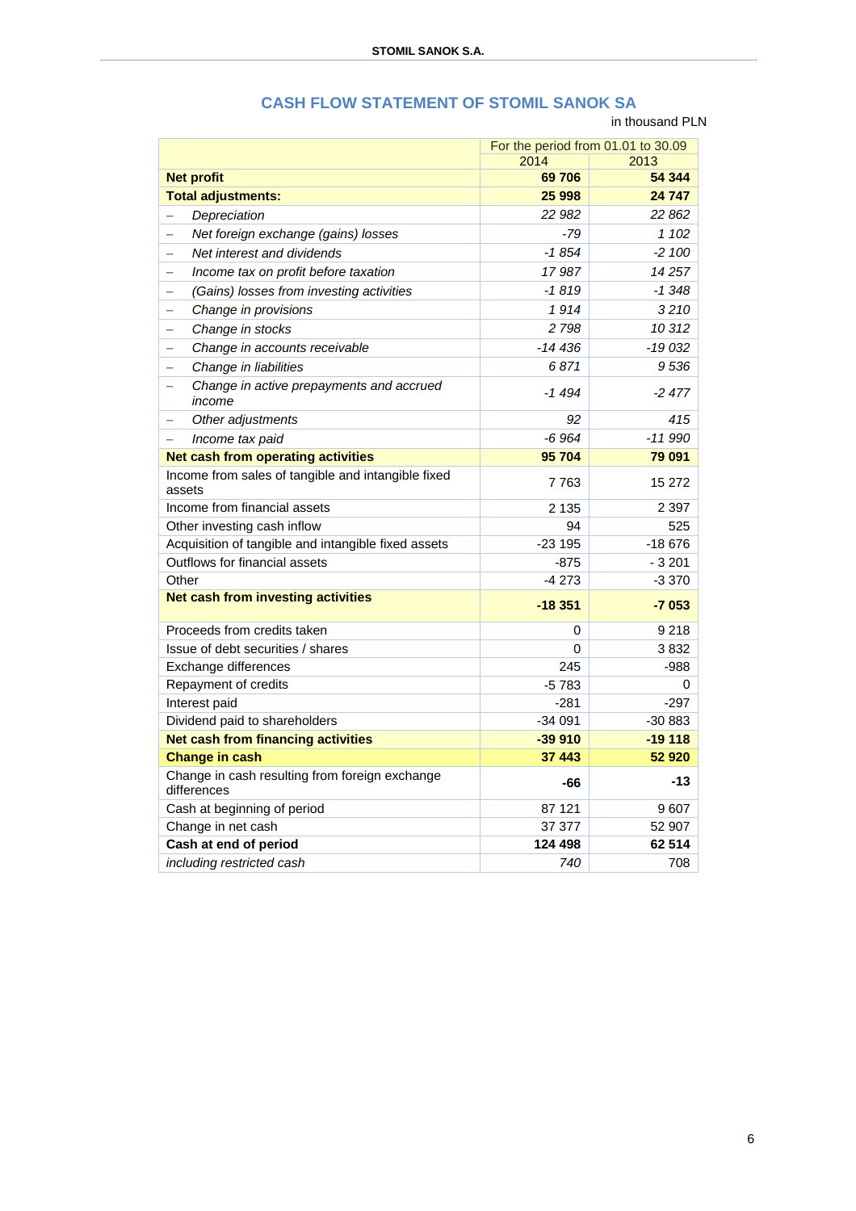# CASH FLOW STATEMENT OF STOMIL SANOK SA

in thousand PLN

| | For the period from 01.01 to 30.09 | |
|---|---|---|
| | 2014 | 2013 |
| **Net profit** | **69 706** | **54 344** |
| **Total adjustments:** | **25 998** | **24 747** |
| – *Depreciation* | *22 982* | *22 862* |
| – *Net foreign exchange (gains) losses* | *-79* | *1 102* |
| – *Net interest and dividends* | *-1 854* | *-2 100* |
| – *Income tax on profit before taxation* | *17 987* | *14 257* |
| – *(Gains) losses from investing activities* | *-1 819* | *-1 348* |
| – *Change in provisions* | *1 914* | *3 210* |
| – *Change in stocks* | *2 798* | *10 312* |
| – *Change in accounts receivable* | *-14 436* | *-19 032* |
| – *Change in liabilities* | *6 871* | *9 536* |
| – *Change in active prepayments and accrued income* | *-1 494* | *-2 477* |
| – *Other adjustments* | *92* | *415* |
| – *Income tax paid* | *-6 964* | *-11 990* |
| **Net cash from operating activities** | **95 704** | **79 091** |
| Income from sales of tangible and intangible fixed assets | 7 763 | 15 272 |
| Income from financial assets | 2 135 | 2 397 |
| Other investing cash inflow | 94 | 525 |
| Acquisition of tangible and intangible fixed assets | -23 195 | -18 676 |
| Outflows for financial assets | -875 | - 3 201 |
| Other | -4 273 | -3 370 |
| **Net cash from investing activities** | **-18 351** | **-7 053** |
| Proceeds from credits taken | 0 | 9 218 |
| Issue of debt securities / shares | 0 | 3 832 |
| Exchange differences | 245 | -988 |
| Repayment of credits | -5 783 | 0 |
| Interest paid | -281 | -297 |
| Dividend paid to shareholders | -34 091 | -30 883 |
| **Net cash from financing activities** | **-39 910** | **-19 118** |
| **Change in cash** | **37 443** | **52 920** |
| Change in cash resulting from foreign exchange differences | **-66** | **-13** |
| Cash at beginning of period | 87 121 | 9 607 |
| Change in net cash | 37 377 | 52 907 |
| **Cash at end of period** | **124 498** | **62 514** |
| *including restricted cash* | *740* | 708 |